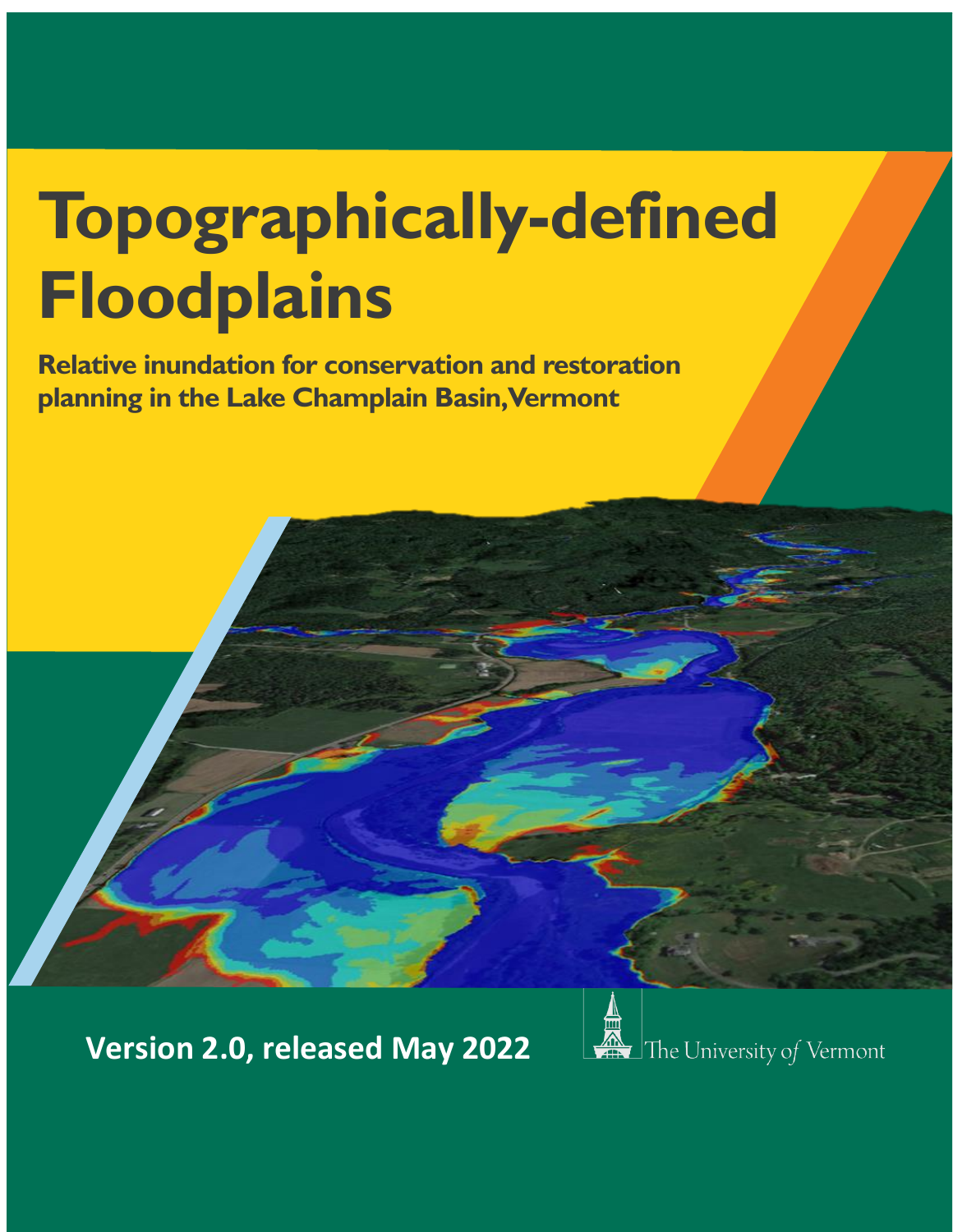# Topographically-defined Floodplains

**Relative inundation for conservation and restoration planning in the Lake Champlain Basin, Vermont**

**Version 2.0, released May 2022**

The University of Vermont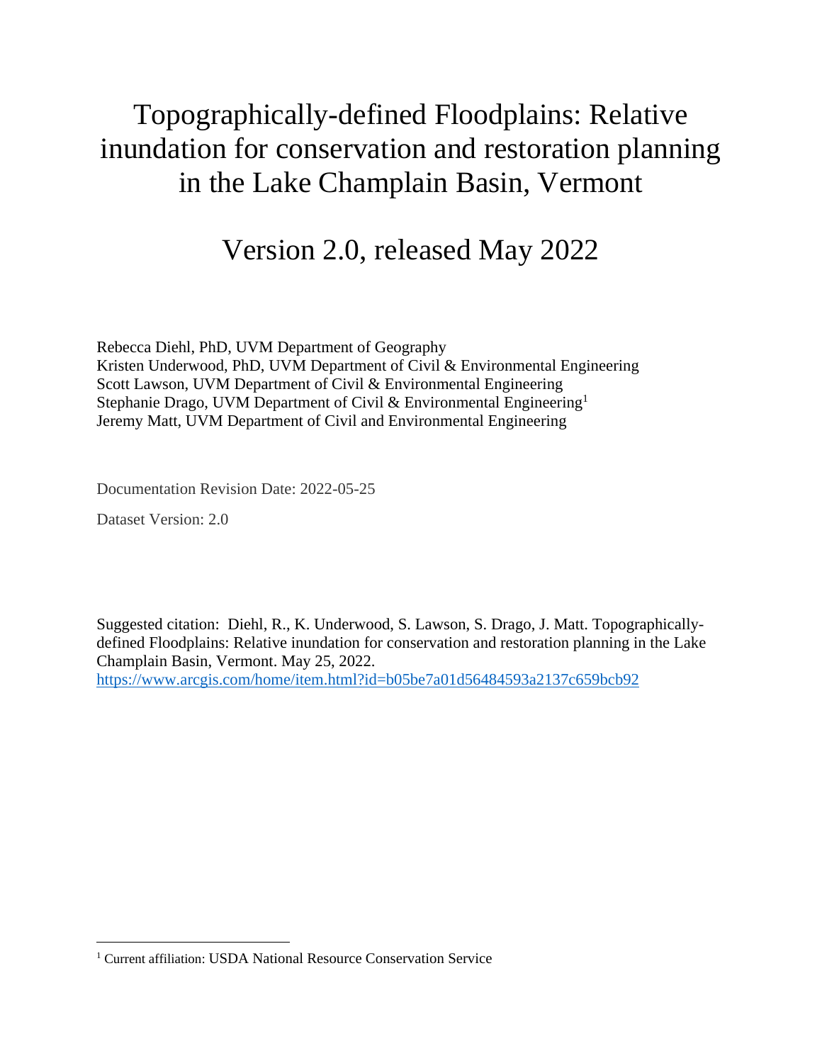# Topographically-defined Floodplains: Relative inundation for conservation and restoration planning in the Lake Champlain Basin, Vermont

## Version 2.0, released May 2022

Rebecca Diehl, PhD, UVM Department of Geography
Kristen Underwood, PhD, UVM Department of Civil & Environmental Engineering
Scott Lawson, UVM Department of Civil & Environmental Engineering
Stephanie Drago, UVM Department of Civil & Environmental Engineering[1]
Jeremy Matt, UVM Department of Civil and Environmental Engineering

Documentation Revision Date: 2022-05-25

Dataset Version: 2.0

Suggested citation: Diehl, R., K. Underwood, S. Lawson, S. Drago, J. Matt. Topographically-defined Floodplains: Relative inundation for conservation and restoration planning in the Lake Champlain Basin, Vermont. May 25, 2022. https://www.arcgis.com/home/item.html?id=b05be7a01d56484593a2137c659bcb92

[1] Current affiliation: USDA National Resource Conservation Service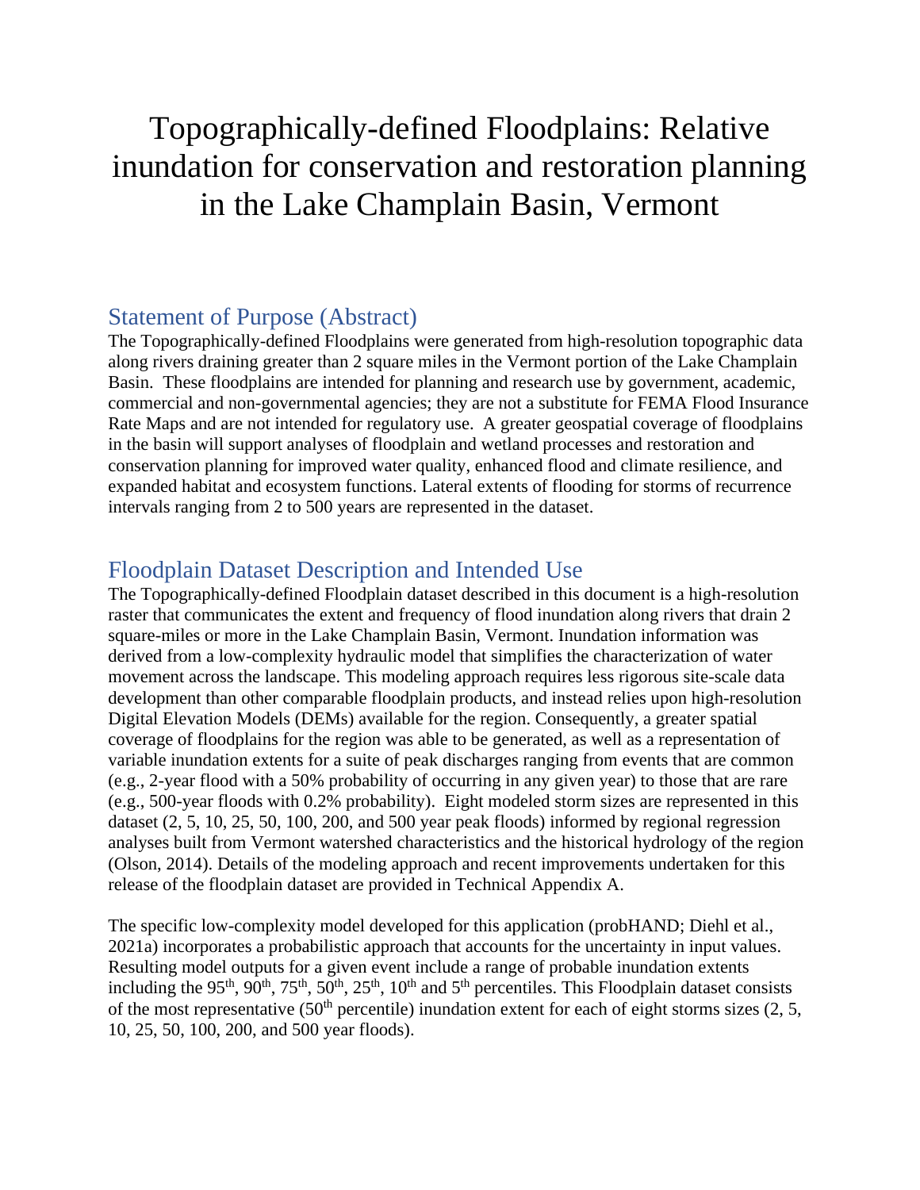# Topographically-defined Floodplains: Relative inundation for conservation and restoration planning in the Lake Champlain Basin, Vermont

## Statement of Purpose (Abstract)

The Topographically-defined Floodplains were generated from high-resolution topographic data along rivers draining greater than 2 square miles in the Vermont portion of the Lake Champlain Basin. These floodplains are intended for planning and research use by government, academic, commercial and non-governmental agencies; they are not a substitute for FEMA Flood Insurance Rate Maps and are not intended for regulatory use. A greater geospatial coverage of floodplains in the basin will support analyses of floodplain and wetland processes and restoration and conservation planning for improved water quality, enhanced flood and climate resilience, and expanded habitat and ecosystem functions. Lateral extents of flooding for storms of recurrence intervals ranging from 2 to 500 years are represented in the dataset.

## Floodplain Dataset Description and Intended Use

The Topographically-defined Floodplain dataset described in this document is a high-resolution raster that communicates the extent and frequency of flood inundation along rivers that drain 2 square-miles or more in the Lake Champlain Basin, Vermont. Inundation information was derived from a low-complexity hydraulic model that simplifies the characterization of water movement across the landscape. This modeling approach requires less rigorous site-scale data development than other comparable floodplain products, and instead relies upon high-resolution Digital Elevation Models (DEMs) available for the region. Consequently, a greater spatial coverage of floodplains for the region was able to be generated, as well as a representation of variable inundation extents for a suite of peak discharges ranging from events that are common (e.g., 2-year flood with a 50% probability of occurring in any given year) to those that are rare (e.g., 500-year floods with 0.2% probability). Eight modeled storm sizes are represented in this dataset (2, 5, 10, 25, 50, 100, 200, and 500 year peak floods) informed by regional regression analyses built from Vermont watershed characteristics and the historical hydrology of the region (Olson, 2014). Details of the modeling approach and recent improvements undertaken for this release of the floodplain dataset are provided in Technical Appendix A.

The specific low-complexity model developed for this application (probHAND; Diehl et al., 2021a) incorporates a probabilistic approach that accounts for the uncertainty in input values. Resulting model outputs for a given event include a range of probable inundation extents including the 95th, 90th, 75th, 50th, 25th, 10th and 5th percentiles. This Floodplain dataset consists of the most representative (50th percentile) inundation extent for each of eight storms sizes (2, 5, 10, 25, 50, 100, 200, and 500 year floods).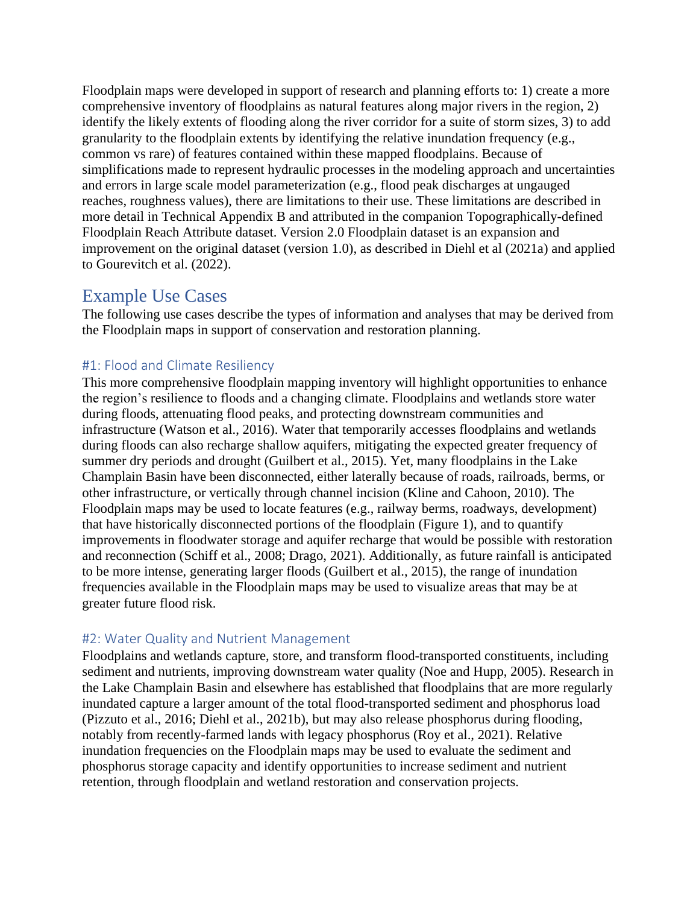Floodplain maps were developed in support of research and planning efforts to: 1) create a more comprehensive inventory of floodplains as natural features along major rivers in the region, 2) identify the likely extents of flooding along the river corridor for a suite of storm sizes, 3) to add granularity to the floodplain extents by identifying the relative inundation frequency (e.g., common vs rare) of features contained within these mapped floodplains. Because of simplifications made to represent hydraulic processes in the modeling approach and uncertainties and errors in large scale model parameterization (e.g., flood peak discharges at ungauged reaches, roughness values), there are limitations to their use. These limitations are described in more detail in Technical Appendix B and attributed in the companion Topographically-defined Floodplain Reach Attribute dataset. Version 2.0 Floodplain dataset is an expansion and improvement on the original dataset (version 1.0), as described in Diehl et al (2021a) and applied to Gourevitch et al. (2022).

## Example Use Cases

The following use cases describe the types of information and analyses that may be derived from the Floodplain maps in support of conservation and restoration planning.

### #1: Flood and Climate Resiliency

This more comprehensive floodplain mapping inventory will highlight opportunities to enhance the region's resilience to floods and a changing climate. Floodplains and wetlands store water during floods, attenuating flood peaks, and protecting downstream communities and infrastructure (Watson et al., 2016). Water that temporarily accesses floodplains and wetlands during floods can also recharge shallow aquifers, mitigating the expected greater frequency of summer dry periods and drought (Guilbert et al., 2015). Yet, many floodplains in the Lake Champlain Basin have been disconnected, either laterally because of roads, railroads, berms, or other infrastructure, or vertically through channel incision (Kline and Cahoon, 2010). The Floodplain maps may be used to locate features (e.g., railway berms, roadways, development) that have historically disconnected portions of the floodplain (Figure 1), and to quantify improvements in floodwater storage and aquifer recharge that would be possible with restoration and reconnection (Schiff et al., 2008; Drago, 2021). Additionally, as future rainfall is anticipated to be more intense, generating larger floods (Guilbert et al., 2015), the range of inundation frequencies available in the Floodplain maps may be used to visualize areas that may be at greater future flood risk.

### #2: Water Quality and Nutrient Management

Floodplains and wetlands capture, store, and transform flood-transported constituents, including sediment and nutrients, improving downstream water quality (Noe and Hupp, 2005). Research in the Lake Champlain Basin and elsewhere has established that floodplains that are more regularly inundated capture a larger amount of the total flood-transported sediment and phosphorus load (Pizzuto et al., 2016; Diehl et al., 2021b), but may also release phosphorus during flooding, notably from recently-farmed lands with legacy phosphorus (Roy et al., 2021). Relative inundation frequencies on the Floodplain maps may be used to evaluate the sediment and phosphorus storage capacity and identify opportunities to increase sediment and nutrient retention, through floodplain and wetland restoration and conservation projects.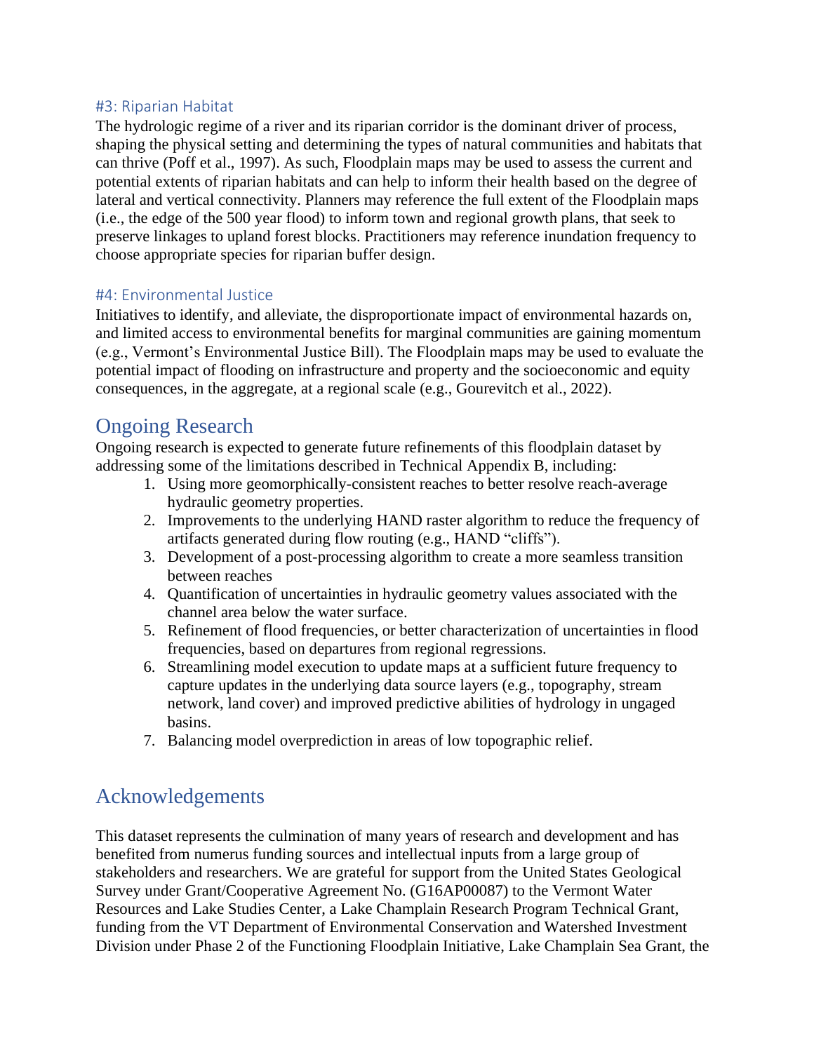### #3: Riparian Habitat

The hydrologic regime of a river and its riparian corridor is the dominant driver of process, shaping the physical setting and determining the types of natural communities and habitats that can thrive (Poff et al., 1997). As such, Floodplain maps may be used to assess the current and potential extents of riparian habitats and can help to inform their health based on the degree of lateral and vertical connectivity. Planners may reference the full extent of the Floodplain maps (i.e., the edge of the 500 year flood) to inform town and regional growth plans, that seek to preserve linkages to upland forest blocks. Practitioners may reference inundation frequency to choose appropriate species for riparian buffer design.

### #4: Environmental Justice

Initiatives to identify, and alleviate, the disproportionate impact of environmental hazards on, and limited access to environmental benefits for marginal communities are gaining momentum (e.g., Vermont's Environmental Justice Bill). The Floodplain maps may be used to evaluate the potential impact of flooding on infrastructure and property and the socioeconomic and equity consequences, in the aggregate, at a regional scale (e.g., Gourevitch et al., 2022).

## Ongoing Research

Ongoing research is expected to generate future refinements of this floodplain dataset by addressing some of the limitations described in Technical Appendix B, including:

1. Using more geomorphically-consistent reaches to better resolve reach-average hydraulic geometry properties.
2. Improvements to the underlying HAND raster algorithm to reduce the frequency of artifacts generated during flow routing (e.g., HAND "cliffs").
3. Development of a post-processing algorithm to create a more seamless transition between reaches
4. Quantification of uncertainties in hydraulic geometry values associated with the channel area below the water surface.
5. Refinement of flood frequencies, or better characterization of uncertainties in flood frequencies, based on departures from regional regressions.
6. Streamlining model execution to update maps at a sufficient future frequency to capture updates in the underlying data source layers (e.g., topography, stream network, land cover) and improved predictive abilities of hydrology in ungaged basins.
7. Balancing model overprediction in areas of low topographic relief.

## Acknowledgements

This dataset represents the culmination of many years of research and development and has benefited from numerus funding sources and intellectual inputs from a large group of stakeholders and researchers. We are grateful for support from the United States Geological Survey under Grant/Cooperative Agreement No. (G16AP00087) to the Vermont Water Resources and Lake Studies Center, a Lake Champlain Research Program Technical Grant, funding from the VT Department of Environmental Conservation and Watershed Investment Division under Phase 2 of the Functioning Floodplain Initiative, Lake Champlain Sea Grant, the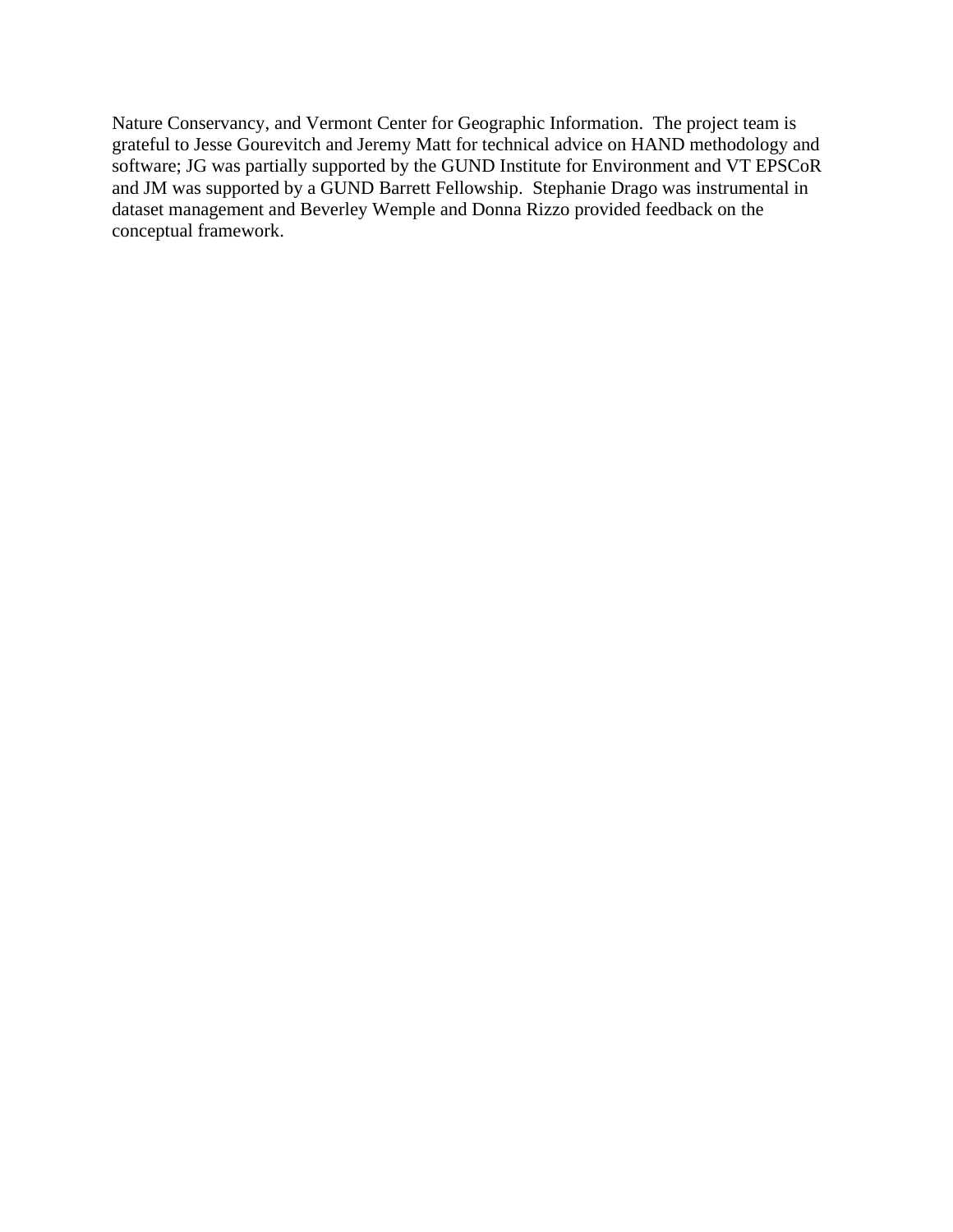Nature Conservancy, and Vermont Center for Geographic Information. The project team is grateful to Jesse Gourevitch and Jeremy Matt for technical advice on HAND methodology and software; JG was partially supported by the GUND Institute for Environment and VT EPSCoR and JM was supported by a GUND Barrett Fellowship. Stephanie Drago was instrumental in dataset management and Beverley Wemple and Donna Rizzo provided feedback on the conceptual framework.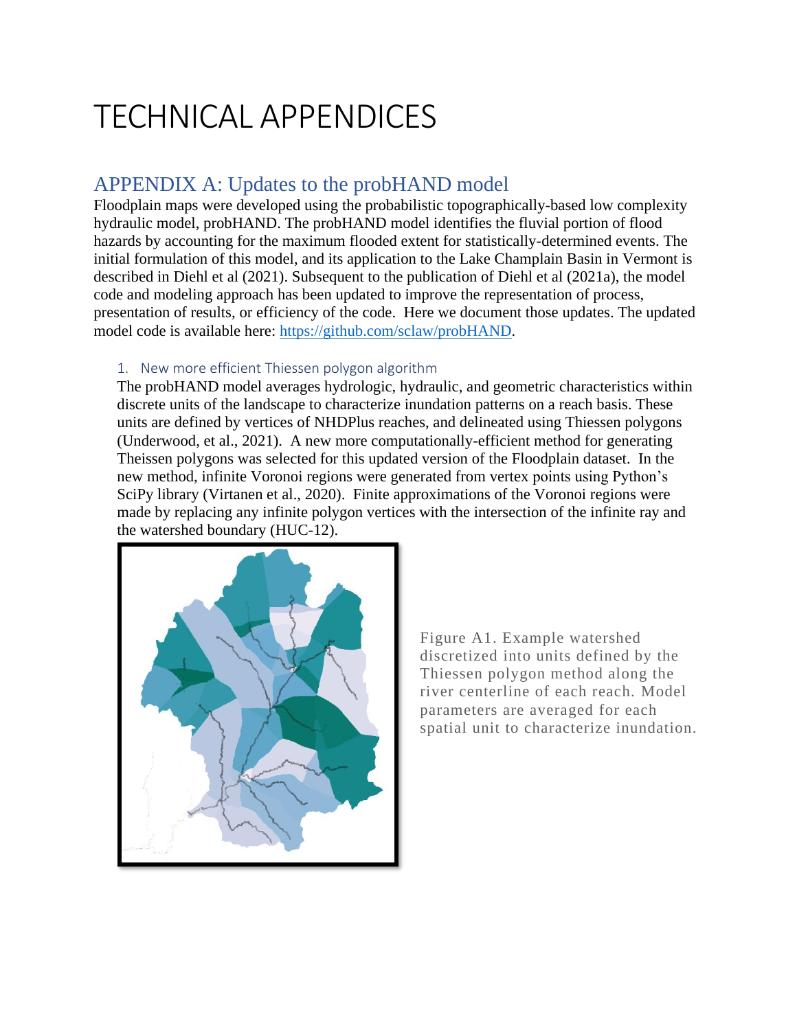# TECHNICAL APPENDICES

## APPENDIX A: Updates to the probHAND model

Floodplain maps were developed using the probabilistic topographically-based low complexity hydraulic model, probHAND. The probHAND model identifies the fluvial portion of flood hazards by accounting for the maximum flooded extent for statistically-determined events. The initial formulation of this model, and its application to the Lake Champlain Basin in Vermont is described in Diehl et al (2021). Subsequent to the publication of Diehl et al (2021a), the model code and modeling approach has been updated to improve the representation of process, presentation of results, or efficiency of the code. Here we document those updates. The updated model code is available here: https://github.com/sclaw/probHAND.

### 1. New more efficient Thiessen polygon algorithm

The probHAND model averages hydrologic, hydraulic, and geometric characteristics within discrete units of the landscape to characterize inundation patterns on a reach basis. These units are defined by vertices of NHDPlus reaches, and delineated using Thiessen polygons (Underwood, et al., 2021). A new more computationally-efficient method for generating Theissen polygons was selected for this updated version of the Floodplain dataset. In the new method, infinite Voronoi regions were generated from vertex points using Python's SciPy library (Virtanen et al., 2020). Finite approximations of the Voronoi regions were made by replacing any infinite polygon vertices with the intersection of the infinite ray and the watershed boundary (HUC-12).

Figure A1. Example watershed discretized into units defined by the Thiessen polygon method along the river centerline of each reach. Model parameters are averaged for each spatial unit to characterize inundation.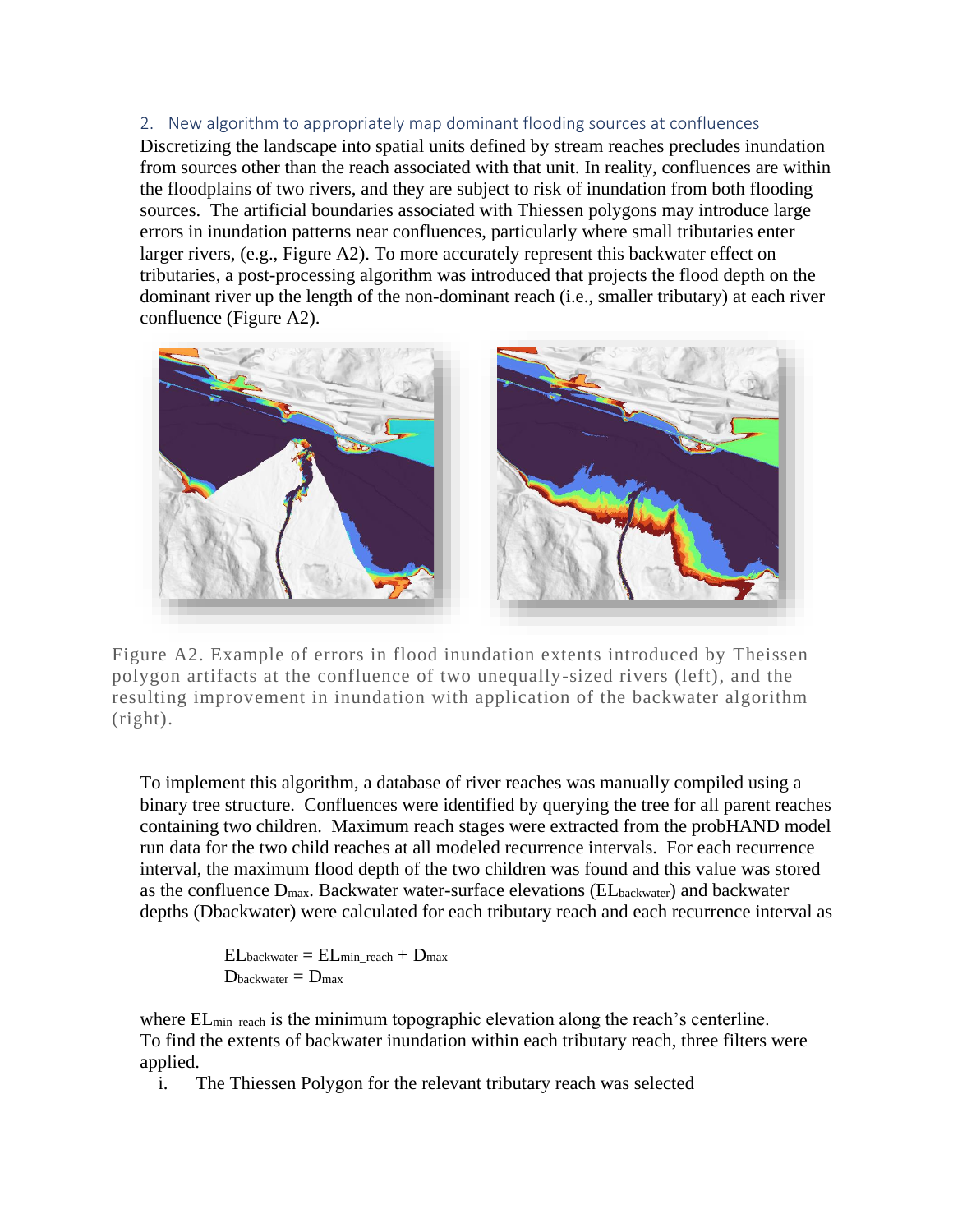## 2. New algorithm to appropriately map dominant flooding sources at confluences

Discretizing the landscape into spatial units defined by stream reaches precludes inundation from sources other than the reach associated with that unit. In reality, confluences are within the floodplains of two rivers, and they are subject to risk of inundation from both flooding sources. The artificial boundaries associated with Thiessen polygons may introduce large errors in inundation patterns near confluences, particularly where small tributaries enter larger rivers, (e.g., Figure A2). To more accurately represent this backwater effect on tributaries, a post-processing algorithm was introduced that projects the flood depth on the dominant river up the length of the non-dominant reach (i.e., smaller tributary) at each river confluence (Figure A2).

Figure A2. Example of errors in flood inundation extents introduced by Theissen polygon artifacts at the confluence of two unequally-sized rivers (left), and the resulting improvement in inundation with application of the backwater algorithm (right).

To implement this algorithm, a database of river reaches was manually compiled using a binary tree structure. Confluences were identified by querying the tree for all parent reaches containing two children. Maximum reach stages were extracted from the probHAND model run data for the two child reaches at all modeled recurrence intervals. For each recurrence interval, the maximum flood depth of the two children was found and this value was stored as the confluence $D_{max}$. Backwater water-surface elevations ($EL_{backwater}$) and backwater depths (Dbackwater) were calculated for each tributary reach and each recurrence interval as

$$EL_{backwater} = EL_{min\_reach} + D_{max}$$
$$D_{backwater} = D_{max}$$

where $EL_{min\_reach}$ is the minimum topographic elevation along the reach's centerline. To find the extents of backwater inundation within each tributary reach, three filters were applied.

i. The Thiessen Polygon for the relevant tributary reach was selected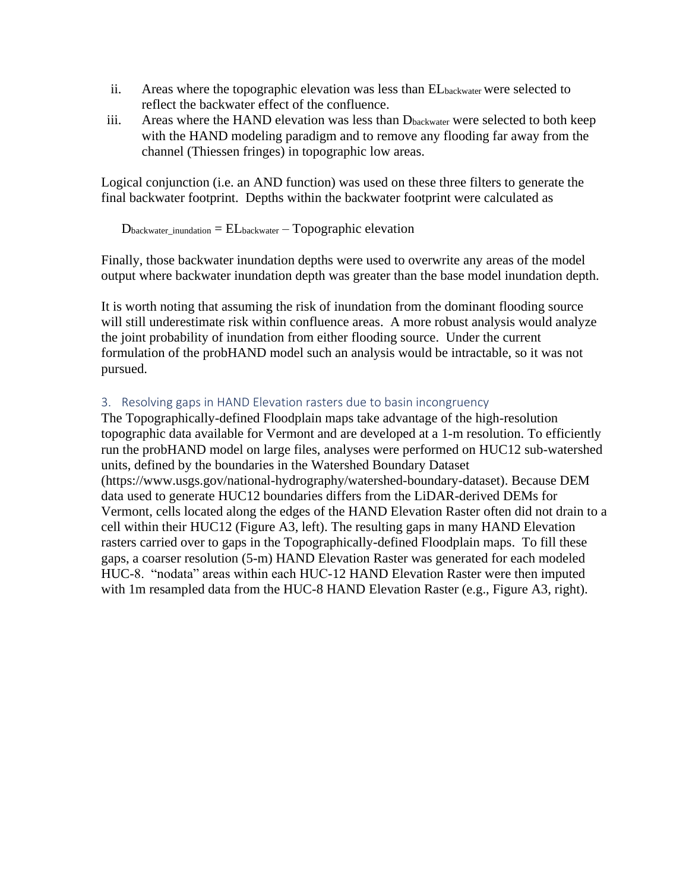ii. Areas where the topographic elevation was less than $EL_{backwater}$ were selected to reflect the backwater effect of the confluence.
iii. Areas where the HAND elevation was less than $D_{backwater}$ were selected to both keep with the HAND modeling paradigm and to remove any flooding far away from the channel (Thiessen fringes) in topographic low areas.

Logical conjunction (i.e. an AND function) was used on these three filters to generate the final backwater footprint. Depths within the backwater footprint were calculated as

$$D_{backwater\_inundation} = EL_{backwater} - \text{Topographic elevation}$$

Finally, those backwater inundation depths were used to overwrite any areas of the model output where backwater inundation depth was greater than the base model inundation depth.

It is worth noting that assuming the risk of inundation from the dominant flooding source will still underestimate risk within confluence areas. A more robust analysis would analyze the joint probability of inundation from either flooding source. Under the current formulation of the probHAND model such an analysis would be intractable, so it was not pursued.

### 3. Resolving gaps in HAND Elevation rasters due to basin incongruency

The Topographically-defined Floodplain maps take advantage of the high-resolution topographic data available for Vermont and are developed at a 1-m resolution. To efficiently run the probHAND model on large files, analyses were performed on HUC12 sub-watershed units, defined by the boundaries in the Watershed Boundary Dataset (https://www.usgs.gov/national-hydrography/watershed-boundary-dataset). Because DEM data used to generate HUC12 boundaries differs from the LiDAR-derived DEMs for Vermont, cells located along the edges of the HAND Elevation Raster often did not drain to a cell within their HUC12 (Figure A3, left). The resulting gaps in many HAND Elevation rasters carried over to gaps in the Topographically-defined Floodplain maps. To fill these gaps, a coarser resolution (5-m) HAND Elevation Raster was generated for each modeled HUC-8. "nodata" areas within each HUC-12 HAND Elevation Raster were then imputed with 1m resampled data from the HUC-8 HAND Elevation Raster (e.g., Figure A3, right).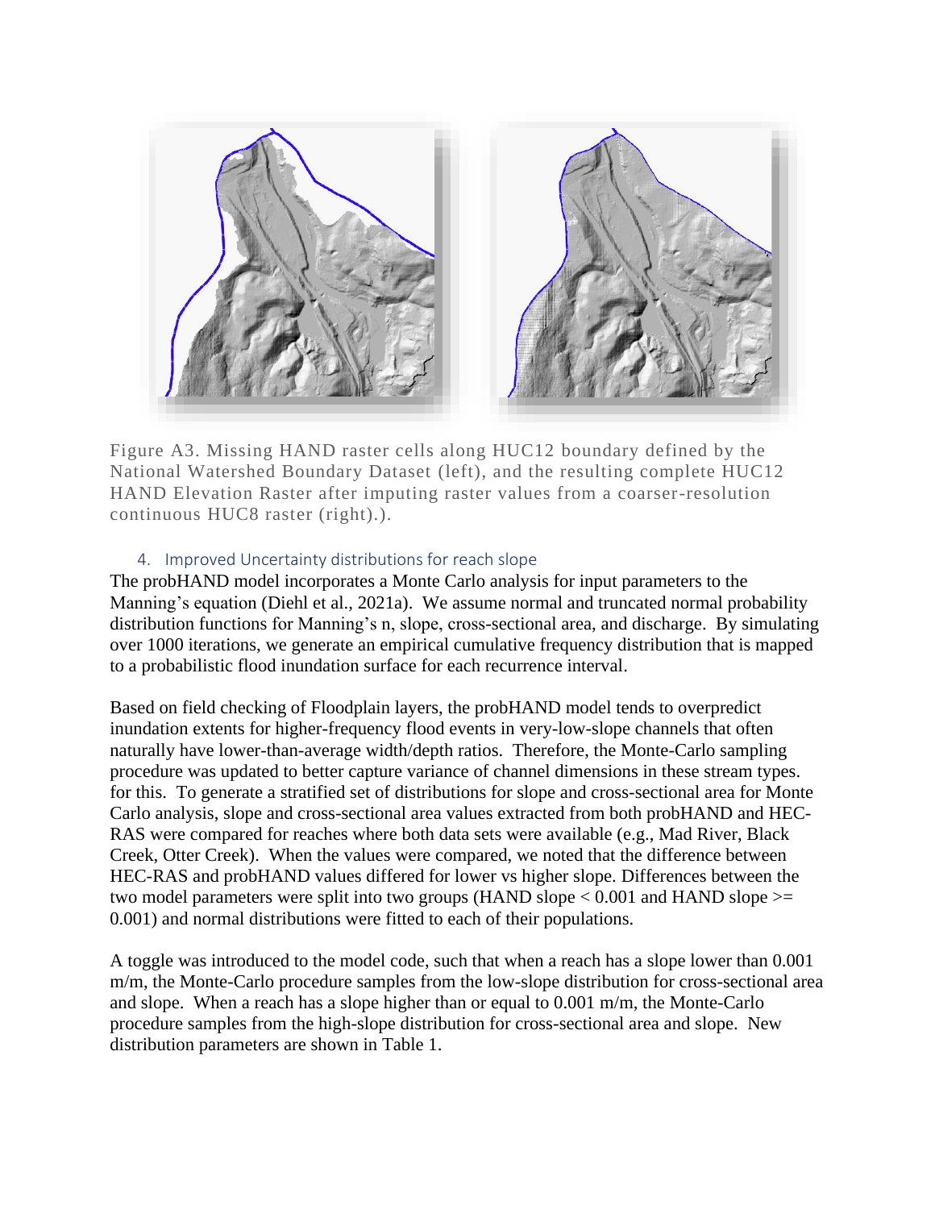Figure A3. Missing HAND raster cells along HUC12 boundary defined by the National Watershed Boundary Dataset (left), and the resulting complete HUC12 HAND Elevation Raster after imputing raster values from a coarser-resolution continuous HUC8 raster (right).).

## 4. Improved Uncertainty distributions for reach slope

The probHAND model incorporates a Monte Carlo analysis for input parameters to the Manning's equation (Diehl et al., 2021a). We assume normal and truncated normal probability distribution functions for Manning's n, slope, cross-sectional area, and discharge. By simulating over 1000 iterations, we generate an empirical cumulative frequency distribution that is mapped to a probabilistic flood inundation surface for each recurrence interval.

Based on field checking of Floodplain layers, the probHAND model tends to overpredict inundation extents for higher-frequency flood events in very-low-slope channels that often naturally have lower-than-average width/depth ratios. Therefore, the Monte-Carlo sampling procedure was updated to better capture variance of channel dimensions in these stream types. for this. To generate a stratified set of distributions for slope and cross-sectional area for Monte Carlo analysis, slope and cross-sectional area values extracted from both probHAND and HEC-RAS were compared for reaches where both data sets were available (e.g., Mad River, Black Creek, Otter Creek). When the values were compared, we noted that the difference between HEC-RAS and probHAND values differed for lower vs higher slope. Differences between the two model parameters were split into two groups (HAND slope < 0.001 and HAND slope >= 0.001) and normal distributions were fitted to each of their populations.

A toggle was introduced to the model code, such that when a reach has a slope lower than 0.001 m/m, the Monte-Carlo procedure samples from the low-slope distribution for cross-sectional area and slope. When a reach has a slope higher than or equal to 0.001 m/m, the Monte-Carlo procedure samples from the high-slope distribution for cross-sectional area and slope. New distribution parameters are shown in Table 1.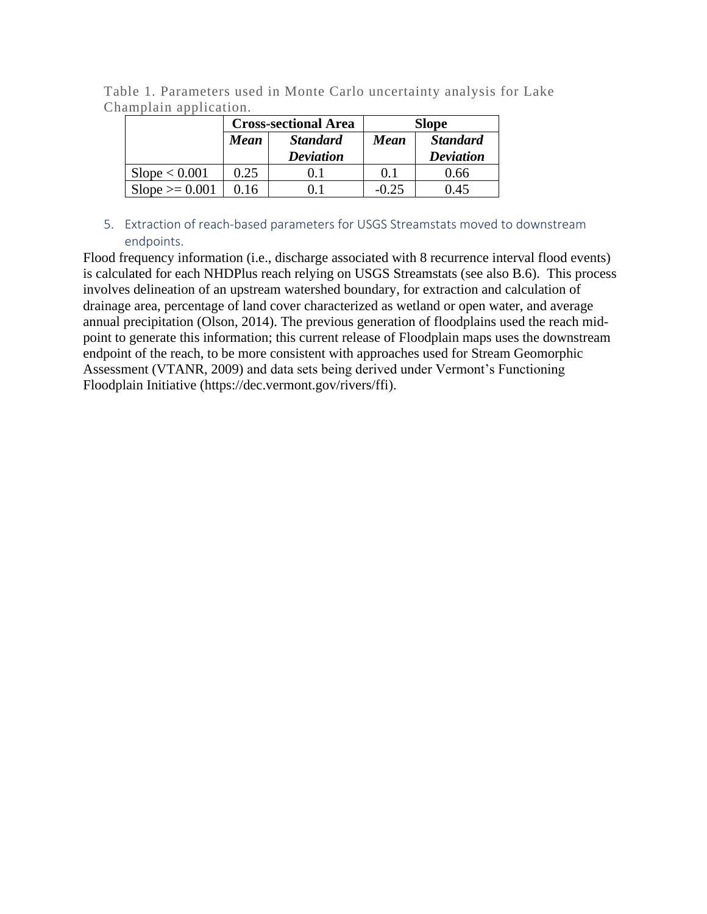Table 1. Parameters used in Monte Carlo uncertainty analysis for Lake Champlain application.

| | Cross-sectional Area | | Slope | |
|---|---|---|---|---|
| | ***Mean*** | ***Standard Deviation*** | ***Mean*** | ***Standard Deviation*** |
| Slope < 0.001 | 0.25 | 0.1 | 0.1 | 0.66 |
| Slope >= 0.001 | 0.16 | 0.1 | -0.25 | 0.45 |

### 5. Extraction of reach-based parameters for USGS Streamstats moved to downstream endpoints.

Flood frequency information (i.e., discharge associated with 8 recurrence interval flood events) is calculated for each NHDPlus reach relying on USGS Streamstats (see also B.6). This process involves delineation of an upstream watershed boundary, for extraction and calculation of drainage area, percentage of land cover characterized as wetland or open water, and average annual precipitation (Olson, 2014). The previous generation of floodplains used the reach mid-point to generate this information; this current release of Floodplain maps uses the downstream endpoint of the reach, to be more consistent with approaches used for Stream Geomorphic Assessment (VTANR, 2009) and data sets being derived under Vermont's Functioning Floodplain Initiative (https://dec.vermont.gov/rivers/ffi).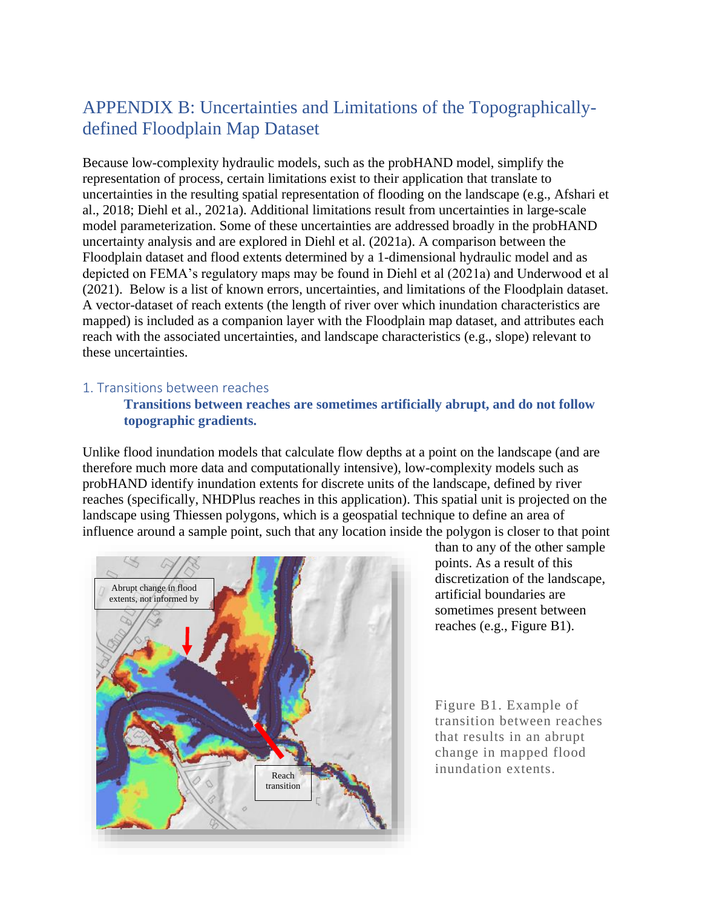# APPENDIX B: Uncertainties and Limitations of the Topographically-defined Floodplain Map Dataset

Because low-complexity hydraulic models, such as the probHAND model, simplify the representation of process, certain limitations exist to their application that translate to uncertainties in the resulting spatial representation of flooding on the landscape (e.g., Afshari et al., 2018; Diehl et al., 2021a). Additional limitations result from uncertainties in large-scale model parameterization. Some of these uncertainties are addressed broadly in the probHAND uncertainty analysis and are explored in Diehl et al. (2021a). A comparison between the Floodplain dataset and flood extents determined by a 1-dimensional hydraulic model and as depicted on FEMA's regulatory maps may be found in Diehl et al (2021a) and Underwood et al (2021). Below is a list of known errors, uncertainties, and limitations of the Floodplain dataset. A vector-dataset of reach extents (the length of river over which inundation characteristics are mapped) is included as a companion layer with the Floodplain map dataset, and attributes each reach with the associated uncertainties, and landscape characteristics (e.g., slope) relevant to these uncertainties.

## 1. Transitions between reaches

**Transitions between reaches are sometimes artificially abrupt, and do not follow topographic gradients.**

Unlike flood inundation models that calculate flow depths at a point on the landscape (and are therefore much more data and computationally intensive), low-complexity models such as probHAND identify inundation extents for discrete units of the landscape, defined by river reaches (specifically, NHDPlus reaches in this application). This spatial unit is projected on the landscape using Thiessen polygons, which is a geospatial technique to define an area of influence around a sample point, such that any location inside the polygon is closer to that point than to any of the other sample points. As a result of this discretization of the landscape, artificial boundaries are sometimes present between reaches (e.g., Figure B1).

Figure B1. Example of transition between reaches that results in an abrupt change in mapped flood inundation extents.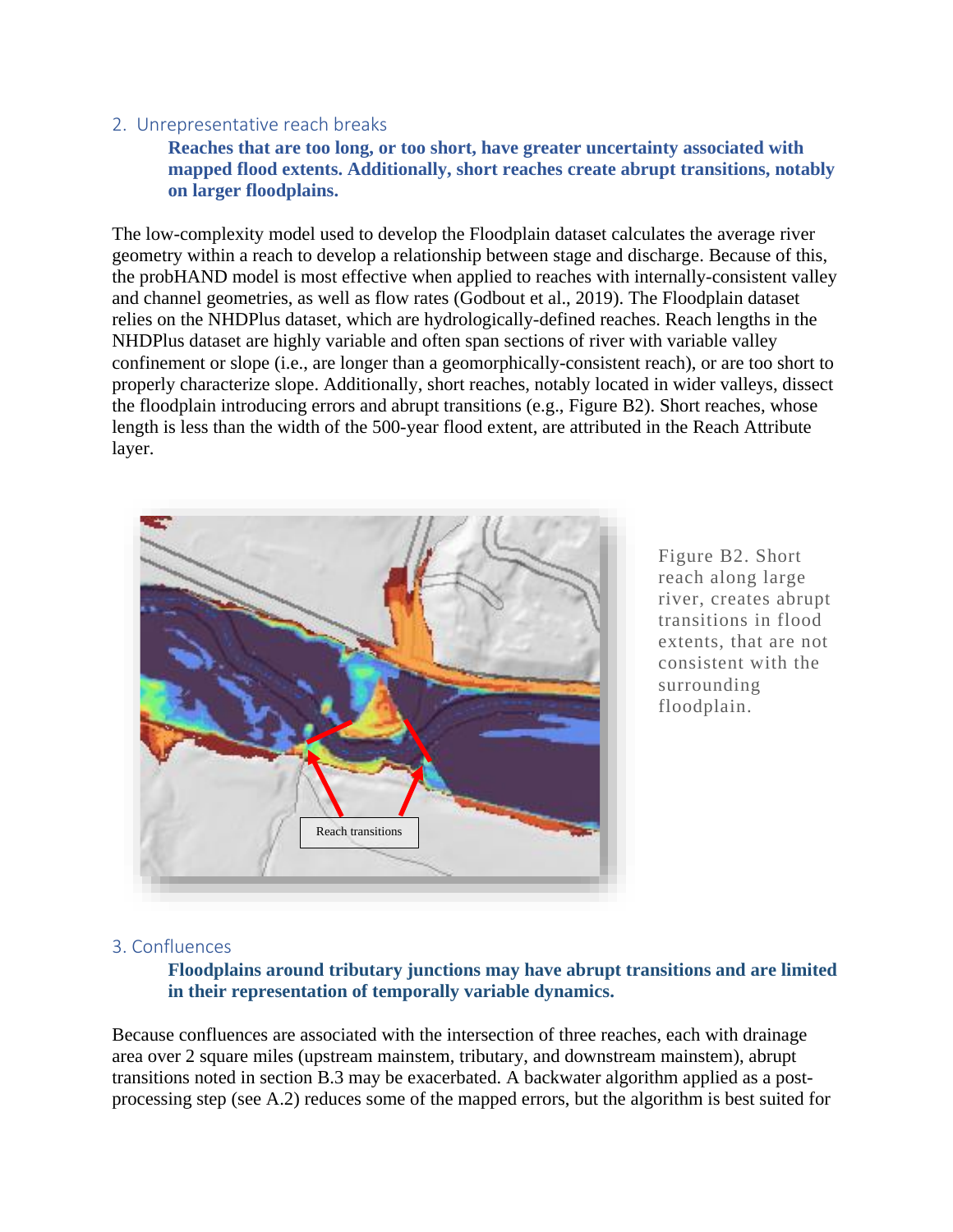## 2. Unrepresentative reach breaks

**Reaches that are too long, or too short, have greater uncertainty associated with mapped flood extents. Additionally, short reaches create abrupt transitions, notably on larger floodplains.**

The low-complexity model used to develop the Floodplain dataset calculates the average river geometry within a reach to develop a relationship between stage and discharge. Because of this, the probHAND model is most effective when applied to reaches with internally-consistent valley and channel geometries, as well as flow rates (Godbout et al., 2019). The Floodplain dataset relies on the NHDPlus dataset, which are hydrologically-defined reaches. Reach lengths in the NHDPlus dataset are highly variable and often span sections of river with variable valley confinement or slope (i.e., are longer than a geomorphically-consistent reach), or are too short to properly characterize slope. Additionally, short reaches, notably located in wider valleys, dissect the floodplain introducing errors and abrupt transitions (e.g., Figure B2). Short reaches, whose length is less than the width of the 500-year flood extent, are attributed in the Reach Attribute layer.

Reach transitions

Figure B2. Short reach along large river, creates abrupt transitions in flood extents, that are not consistent with the surrounding floodplain.

## 3. Confluences

**Floodplains around tributary junctions may have abrupt transitions and are limited in their representation of temporally variable dynamics.**

Because confluences are associated with the intersection of three reaches, each with drainage area over 2 square miles (upstream mainstem, tributary, and downstream mainstem), abrupt transitions noted in section B.3 may be exacerbated. A backwater algorithm applied as a post-processing step (see A.2) reduces some of the mapped errors, but the algorithm is best suited for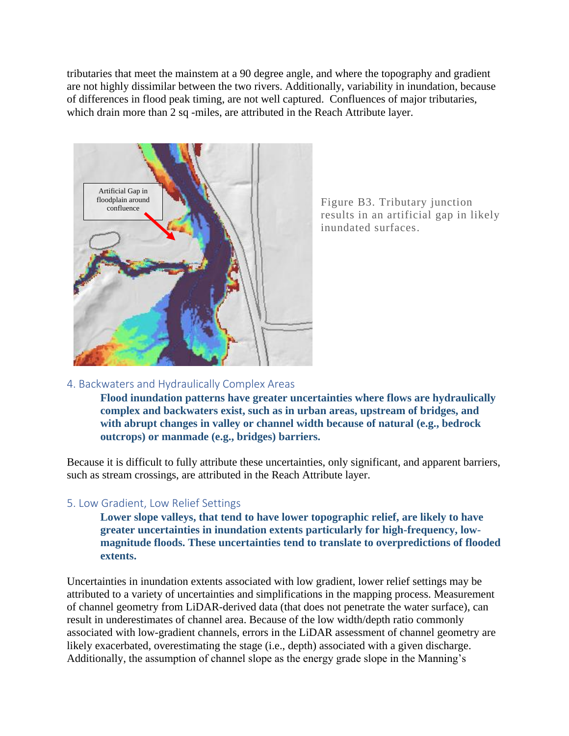tributaries that meet the mainstem at a 90 degree angle, and where the topography and gradient are not highly dissimilar between the two rivers. Additionally, variability in inundation, because of differences in flood peak timing, are not well captured. Confluences of major tributaries, which drain more than 2 sq -miles, are attributed in the Reach Attribute layer.

Artificial Gap in floodplain around confluence

Figure B3. Tributary junction results in an artificial gap in likely inundated surfaces.

### 4. Backwaters and Hydraulically Complex Areas

**Flood inundation patterns have greater uncertainties where flows are hydraulically complex and backwaters exist, such as in urban areas, upstream of bridges, and with abrupt changes in valley or channel width because of natural (e.g., bedrock outcrops) or manmade (e.g., bridges) barriers.**

Because it is difficult to fully attribute these uncertainties, only significant, and apparent barriers, such as stream crossings, are attributed in the Reach Attribute layer.

### 5. Low Gradient, Low Relief Settings

**Lower slope valleys, that tend to have lower topographic relief, are likely to have greater uncertainties in inundation extents particularly for high-frequency, low-magnitude floods. These uncertainties tend to translate to overpredictions of flooded extents.**

Uncertainties in inundation extents associated with low gradient, lower relief settings may be attributed to a variety of uncertainties and simplifications in the mapping process. Measurement of channel geometry from LiDAR-derived data (that does not penetrate the water surface), can result in underestimates of channel area. Because of the low width/depth ratio commonly associated with low-gradient channels, errors in the LiDAR assessment of channel geometry are likely exacerbated, overestimating the stage (i.e., depth) associated with a given discharge. Additionally, the assumption of channel slope as the energy grade slope in the Manning's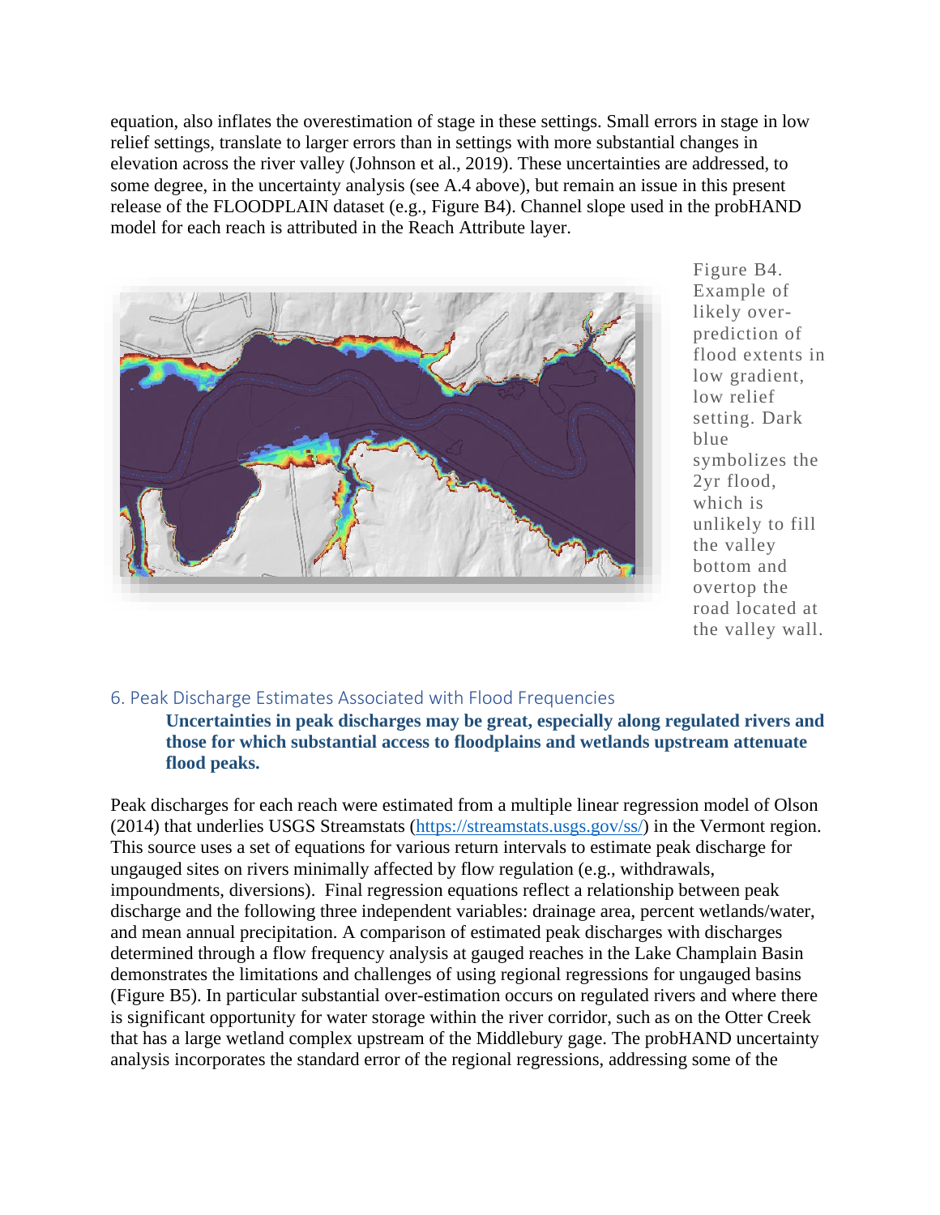equation, also inflates the overestimation of stage in these settings. Small errors in stage in low relief settings, translate to larger errors than in settings with more substantial changes in elevation across the river valley (Johnson et al., 2019). These uncertainties are addressed, to some degree, in the uncertainty analysis (see A.4 above), but remain an issue in this present release of the FLOODPLAIN dataset (e.g., Figure B4). Channel slope used in the probHAND model for each reach is attributed in the Reach Attribute layer.

Figure B4. Example of likely over-prediction of flood extents in low gradient, low relief setting. Dark blue symbolizes the 2yr flood, which is unlikely to fill the valley bottom and overtop the road located at the valley wall.

## 6. Peak Discharge Estimates Associated with Flood Frequencies

**Uncertainties in peak discharges may be great, especially along regulated rivers and those for which substantial access to floodplains and wetlands upstream attenuate flood peaks.**

Peak discharges for each reach were estimated from a multiple linear regression model of Olson (2014) that underlies USGS Streamstats (https://streamstats.usgs.gov/ss/) in the Vermont region. This source uses a set of equations for various return intervals to estimate peak discharge for ungauged sites on rivers minimally affected by flow regulation (e.g., withdrawals, impoundments, diversions). Final regression equations reflect a relationship between peak discharge and the following three independent variables: drainage area, percent wetlands/water, and mean annual precipitation. A comparison of estimated peak discharges with discharges determined through a flow frequency analysis at gauged reaches in the Lake Champlain Basin demonstrates the limitations and challenges of using regional regressions for ungauged basins (Figure B5). In particular substantial over-estimation occurs on regulated rivers and where there is significant opportunity for water storage within the river corridor, such as on the Otter Creek that has a large wetland complex upstream of the Middlebury gage. The probHAND uncertainty analysis incorporates the standard error of the regional regressions, addressing some of the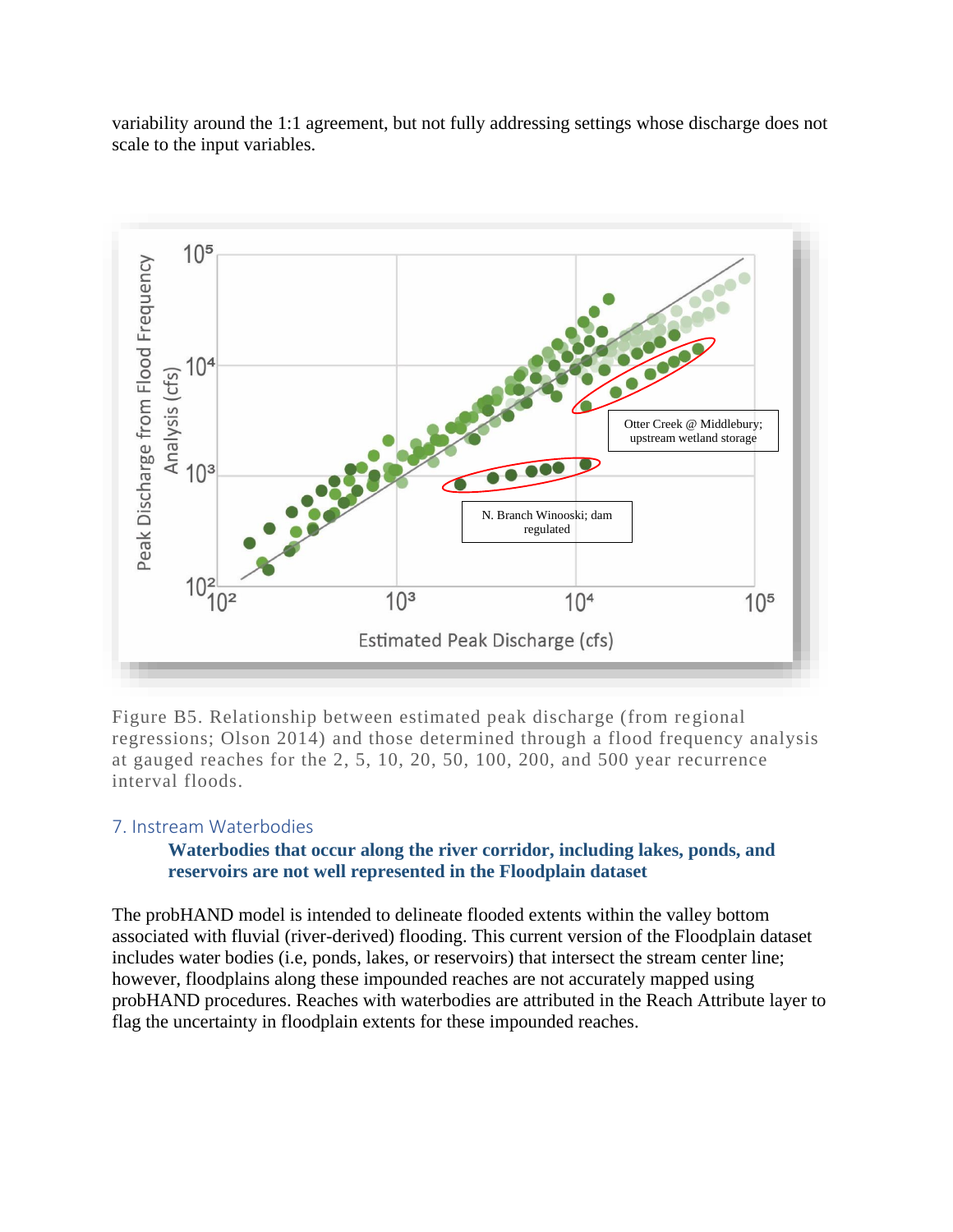variability around the 1:1 agreement, but not fully addressing settings whose discharge does not scale to the input variables.

Figure B5. Relationship between estimated peak discharge (from regional regressions; Olson 2014) and those determined through a flood frequency analysis at gauged reaches for the 2, 5, 10, 20, 50, 100, 200, and 500 year recurrence interval floods.

## 7. Instream Waterbodies

**Waterbodies that occur along the river corridor, including lakes, ponds, and reservoirs are not well represented in the Floodplain dataset**

The probHAND model is intended to delineate flooded extents within the valley bottom associated with fluvial (river-derived) flooding. This current version of the Floodplain dataset includes water bodies (i.e, ponds, lakes, or reservoirs) that intersect the stream center line; however, floodplains along these impounded reaches are not accurately mapped using probHAND procedures. Reaches with waterbodies are attributed in the Reach Attribute layer to flag the uncertainty in floodplain extents for these impounded reaches.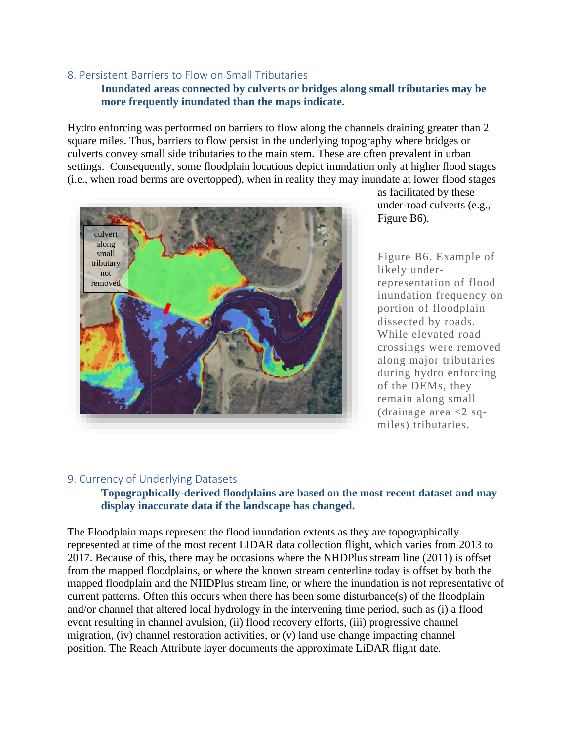## 8. Persistent Barriers to Flow on Small Tributaries

**Inundated areas connected by culverts or bridges along small tributaries may be more frequently inundated than the maps indicate.**

Hydro enforcing was performed on barriers to flow along the channels draining greater than 2 square miles. Thus, barriers to flow persist in the underlying topography where bridges or culverts convey small side tributaries to the main stem. These are often prevalent in urban settings. Consequently, some floodplain locations depict inundation only at higher flood stages (i.e., when road berms are overtopped), when in reality they may inundate at lower flood stages as facilitated by these under-road culverts (e.g., Figure B6).

Figure B6. Example of likely under-representation of flood inundation frequency on portion of floodplain dissected by roads. While elevated road crossings were removed along major tributaries during hydro enforcing of the DEMs, they remain along small (drainage area <2 sq-miles) tributaries.

## 9. Currency of Underlying Datasets

**Topographically-derived floodplains are based on the most recent dataset and may display inaccurate data if the landscape has changed.**

The Floodplain maps represent the flood inundation extents as they are topographically represented at time of the most recent LIDAR data collection flight, which varies from 2013 to 2017. Because of this, there may be occasions where the NHDPlus stream line (2011) is offset from the mapped floodplains, or where the known stream centerline today is offset by both the mapped floodplain and the NHDPlus stream line, or where the inundation is not representative of current patterns. Often this occurs when there has been some disturbance(s) of the floodplain and/or channel that altered local hydrology in the intervening time period, such as (i) a flood event resulting in channel avulsion, (ii) flood recovery efforts, (iii) progressive channel migration, (iv) channel restoration activities, or (v) land use change impacting channel position. The Reach Attribute layer documents the approximate LiDAR flight date.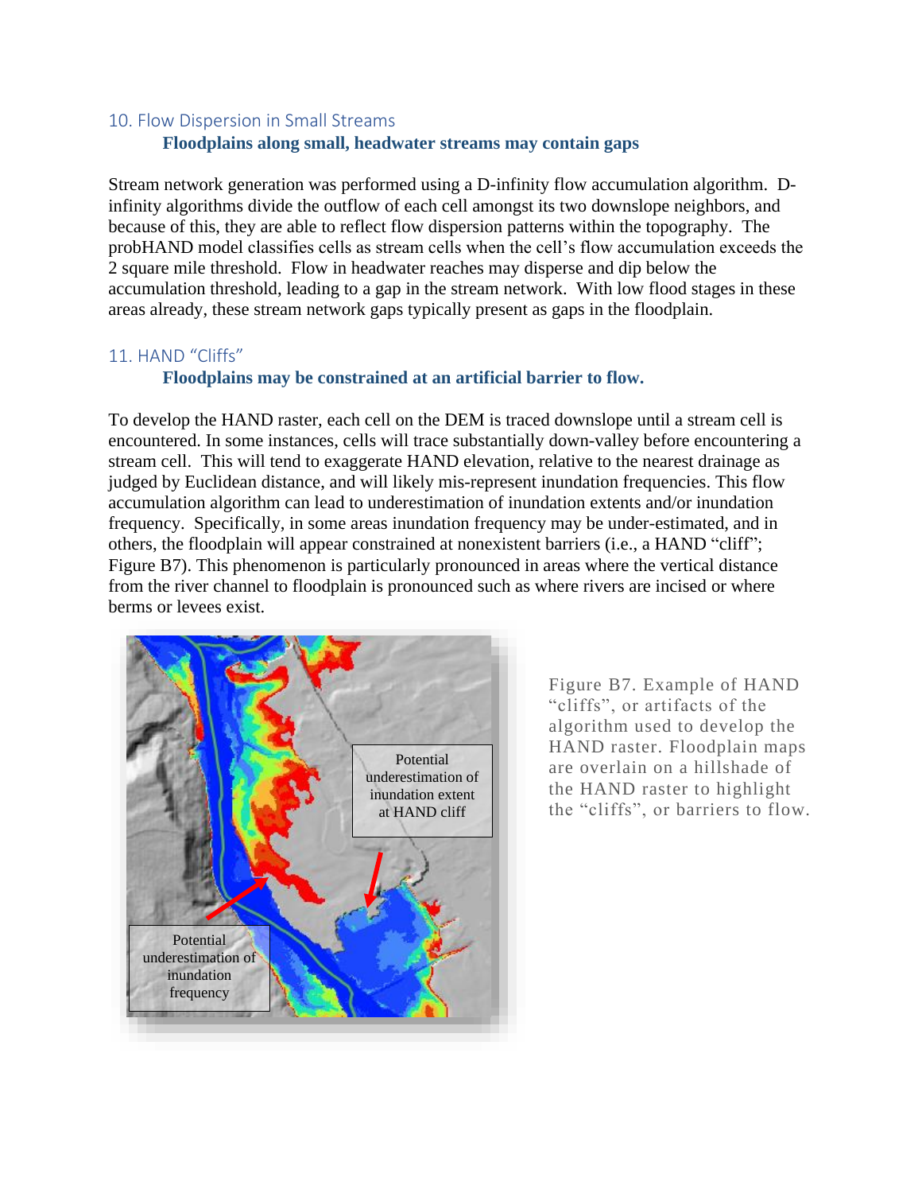## 10. Flow Dispersion in Small Streams

**Floodplains along small, headwater streams may contain gaps**

Stream network generation was performed using a D-infinity flow accumulation algorithm. D-infinity algorithms divide the outflow of each cell amongst its two downslope neighbors, and because of this, they are able to reflect flow dispersion patterns within the topography. The probHAND model classifies cells as stream cells when the cell's flow accumulation exceeds the 2 square mile threshold. Flow in headwater reaches may disperse and dip below the accumulation threshold, leading to a gap in the stream network. With low flood stages in these areas already, these stream network gaps typically present as gaps in the floodplain.

## 11. HAND "Cliffs"

**Floodplains may be constrained at an artificial barrier to flow.**

To develop the HAND raster, each cell on the DEM is traced downslope until a stream cell is encountered. In some instances, cells will trace substantially down-valley before encountering a stream cell. This will tend to exaggerate HAND elevation, relative to the nearest drainage as judged by Euclidean distance, and will likely mis-represent inundation frequencies. This flow accumulation algorithm can lead to underestimation of inundation extents and/or inundation frequency. Specifically, in some areas inundation frequency may be under-estimated, and in others, the floodplain will appear constrained at nonexistent barriers (i.e., a HAND "cliff"; Figure B7). This phenomenon is particularly pronounced in areas where the vertical distance from the river channel to floodplain is pronounced such as where rivers are incised or where berms or levees exist.

Figure B7. Example of HAND "cliffs", or artifacts of the algorithm used to develop the HAND raster. Floodplain maps are overlain on a hillshade of the HAND raster to highlight the "cliffs", or barriers to flow.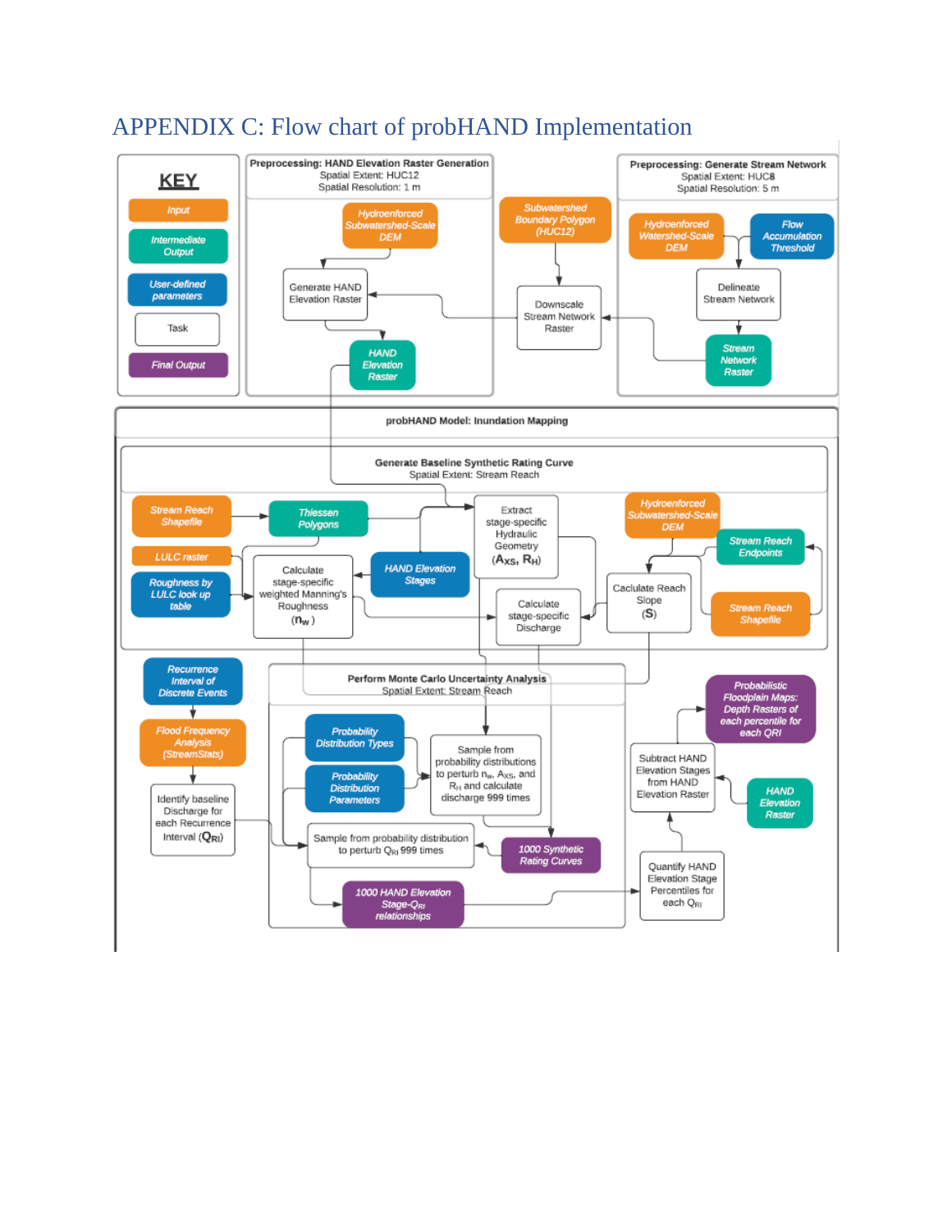## APPENDIX C: Flow chart of probHAND Implementation

**KEY**

- Input
- Intermediate Output
- User-defined parameters
- Task
- Final Output

**Preprocessing: HAND Elevation Raster Generation**
Spatial Extent: HUC12
Spatial Resolution: 1 m

- Hydroenforced Subwatershed-Scale DEM
- Generate HAND Elevation Raster
- HAND Elevation Raster

- Subwatershed Boundary Polygon (HUC12)
- Downscale Stream Network Raster

**Preprocessing: Generate Stream Network**
Spatial Extent: HUC8
Spatial Resolution: 5 m

- Hydroenforced Watershed-Scale DEM
- Flow Accumulation Threshold
- Delineate Stream Network
- Stream Network Raster

**probHAND Model: Inundation Mapping**

**Generate Baseline Synthetic Rating Curve**
Spatial Extent: Stream Reach

- Stream Reach Shapefile
- Thiessen Polygons
- LULC raster
- Roughness by LULC look up table
- Calculate stage-specific weighted Manning's Roughness ($n_w$)
- HAND Elevation Stages
- Extract stage-specific Hydraulic Geometry ($A_{XS}$, $R_H$)
- Calculate stage-specific Discharge
- Hydroenforced Subwatershed-Scale DEM
- Stream Reach Endpoints
- Caclulate Reach Slope (S)
- Stream Reach Shapefile

- Recurrence Interval of Discrete Events
- Flood Frequency Analysis (StreamStats)
- Identify baseline Discharge for each Recurrence Interval ($Q_{RI}$)

**Perform Monte Carlo Uncertainty Analysis**
Spatial Extent: Stream Reach

- Probability Distribution Types
- Probability Distribution Parameters
- Sample from probability distributions to perturb $n_w$, $A_{XS}$, and $R_H$ and calculate discharge 999 times
- Sample from probability distribution to perturb $Q_{RI}$ 999 times
- 1000 Synthetic Rating Curves
- 1000 HAND Elevation Stage-$Q_{RI}$ relationships

- Quantify HAND Elevation Stage Percentiles for each $Q_{RI}$
- Subtract HAND Elevation Stages from HAND Elevation Raster
- HAND Elevation Raster
- Probabilistic Floodplain Maps: Depth Rasters of each percentile for each QRI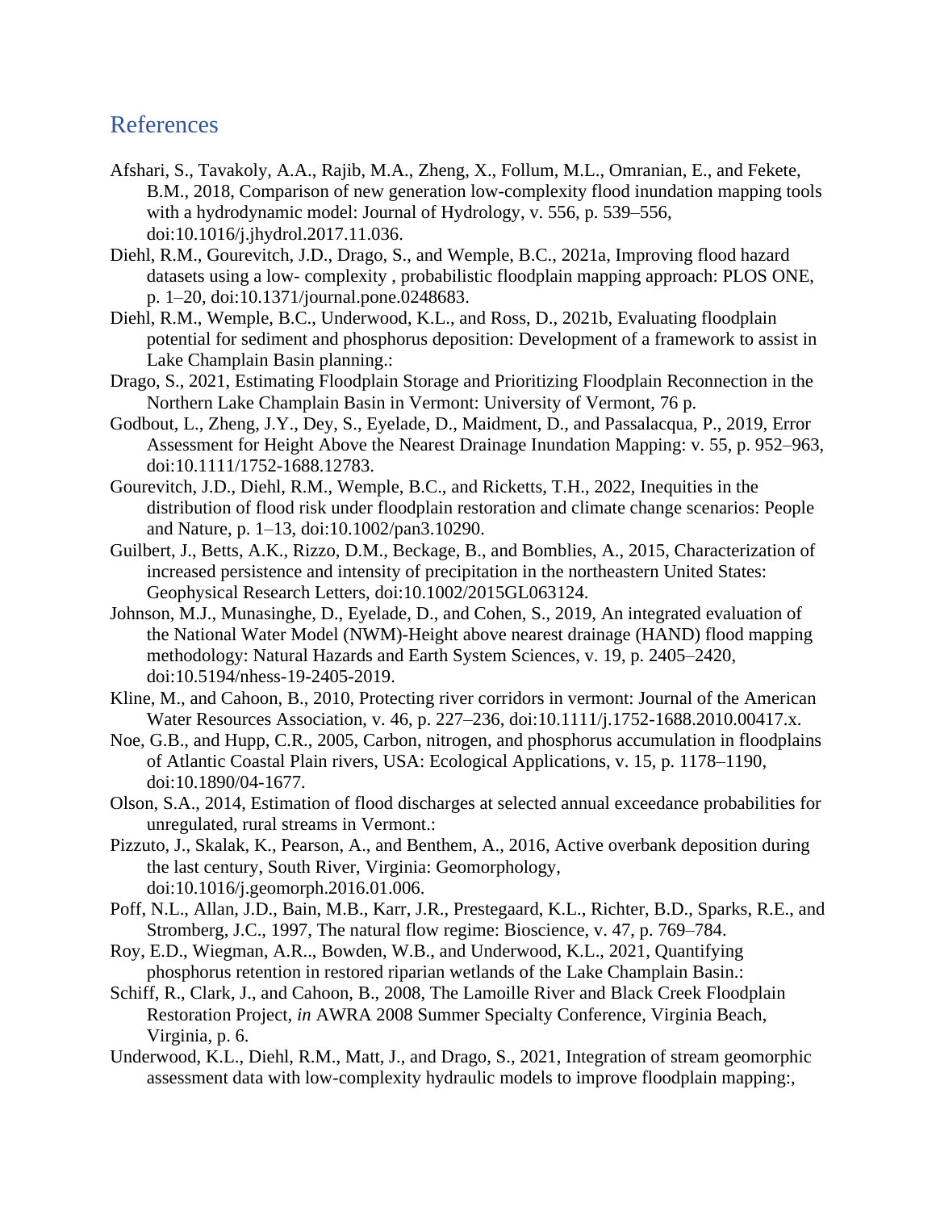## References

Afshari, S., Tavakoly, A.A., Rajib, M.A., Zheng, X., Follum, M.L., Omranian, E., and Fekete, B.M., 2018, Comparison of new generation low-complexity flood inundation mapping tools with a hydrodynamic model: Journal of Hydrology, v. 556, p. 539–556, doi:10.1016/j.jhydrol.2017.11.036.

Diehl, R.M., Gourevitch, J.D., Drago, S., and Wemple, B.C., 2021a, Improving flood hazard datasets using a low- complexity , probabilistic floodplain mapping approach: PLOS ONE, p. 1–20, doi:10.1371/journal.pone.0248683.

Diehl, R.M., Wemple, B.C., Underwood, K.L., and Ross, D., 2021b, Evaluating floodplain potential for sediment and phosphorus deposition: Development of a framework to assist in Lake Champlain Basin planning.:

Drago, S., 2021, Estimating Floodplain Storage and Prioritizing Floodplain Reconnection in the Northern Lake Champlain Basin in Vermont: University of Vermont, 76 p.

Godbout, L., Zheng, J.Y., Dey, S., Eyelade, D., Maidment, D., and Passalacqua, P., 2019, Error Assessment for Height Above the Nearest Drainage Inundation Mapping: v. 55, p. 952–963, doi:10.1111/1752-1688.12783.

Gourevitch, J.D., Diehl, R.M., Wemple, B.C., and Ricketts, T.H., 2022, Inequities in the distribution of flood risk under floodplain restoration and climate change scenarios: People and Nature, p. 1–13, doi:10.1002/pan3.10290.

Guilbert, J., Betts, A.K., Rizzo, D.M., Beckage, B., and Bomblies, A., 2015, Characterization of increased persistence and intensity of precipitation in the northeastern United States: Geophysical Research Letters, doi:10.1002/2015GL063124.

Johnson, M.J., Munasinghe, D., Eyelade, D., and Cohen, S., 2019, An integrated evaluation of the National Water Model (NWM)-Height above nearest drainage (HAND) flood mapping methodology: Natural Hazards and Earth System Sciences, v. 19, p. 2405–2420, doi:10.5194/nhess-19-2405-2019.

Kline, M., and Cahoon, B., 2010, Protecting river corridors in vermont: Journal of the American Water Resources Association, v. 46, p. 227–236, doi:10.1111/j.1752-1688.2010.00417.x.

Noe, G.B., and Hupp, C.R., 2005, Carbon, nitrogen, and phosphorus accumulation in floodplains of Atlantic Coastal Plain rivers, USA: Ecological Applications, v. 15, p. 1178–1190, doi:10.1890/04-1677.

Olson, S.A., 2014, Estimation of flood discharges at selected annual exceedance probabilities for unregulated, rural streams in Vermont.:

Pizzuto, J., Skalak, K., Pearson, A., and Benthem, A., 2016, Active overbank deposition during the last century, South River, Virginia: Geomorphology, doi:10.1016/j.geomorph.2016.01.006.

Poff, N.L., Allan, J.D., Bain, M.B., Karr, J.R., Prestegaard, K.L., Richter, B.D., Sparks, R.E., and Stromberg, J.C., 1997, The natural flow regime: Bioscience, v. 47, p. 769–784.

Roy, E.D., Wiegman, A.R.., Bowden, W.B., and Underwood, K.L., 2021, Quantifying phosphorus retention in restored riparian wetlands of the Lake Champlain Basin.:

Schiff, R., Clark, J., and Cahoon, B., 2008, The Lamoille River and Black Creek Floodplain Restoration Project, *in* AWRA 2008 Summer Specialty Conference, Virginia Beach, Virginia, p. 6.

Underwood, K.L., Diehl, R.M., Matt, J., and Drago, S., 2021, Integration of stream geomorphic assessment data with low-complexity hydraulic models to improve floodplain mapping:,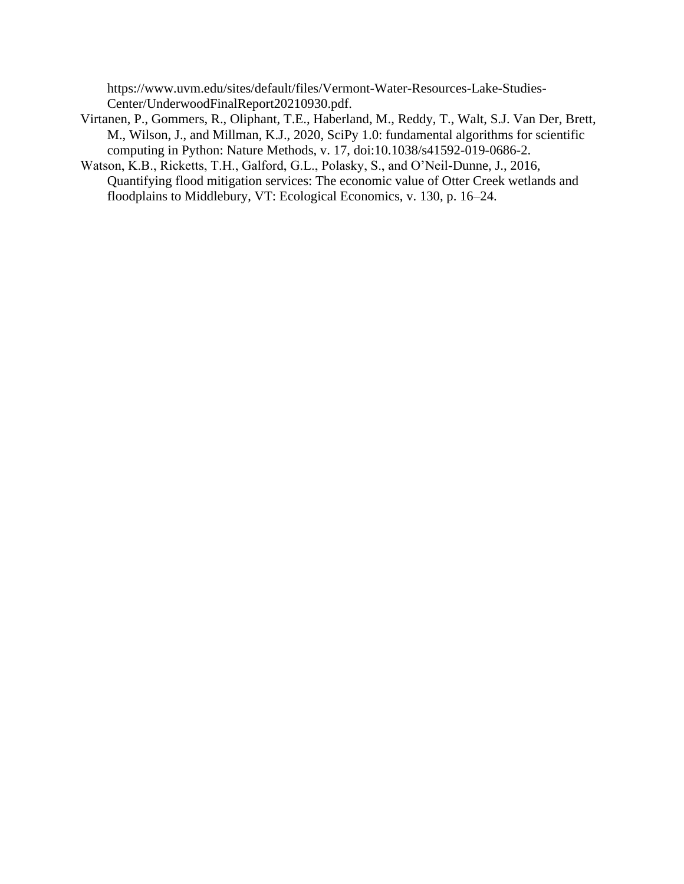https://www.uvm.edu/sites/default/files/Vermont-Water-Resources-Lake-Studies-Center/UnderwoodFinalReport20210930.pdf.

Virtanen, P., Gommers, R., Oliphant, T.E., Haberland, M., Reddy, T., Walt, S.J. Van Der, Brett, M., Wilson, J., and Millman, K.J., 2020, SciPy 1.0: fundamental algorithms for scientific computing in Python: Nature Methods, v. 17, doi:10.1038/s41592-019-0686-2.

Watson, K.B., Ricketts, T.H., Galford, G.L., Polasky, S., and O'Neil-Dunne, J., 2016, Quantifying flood mitigation services: The economic value of Otter Creek wetlands and floodplains to Middlebury, VT: Ecological Economics, v. 130, p. 16–24.